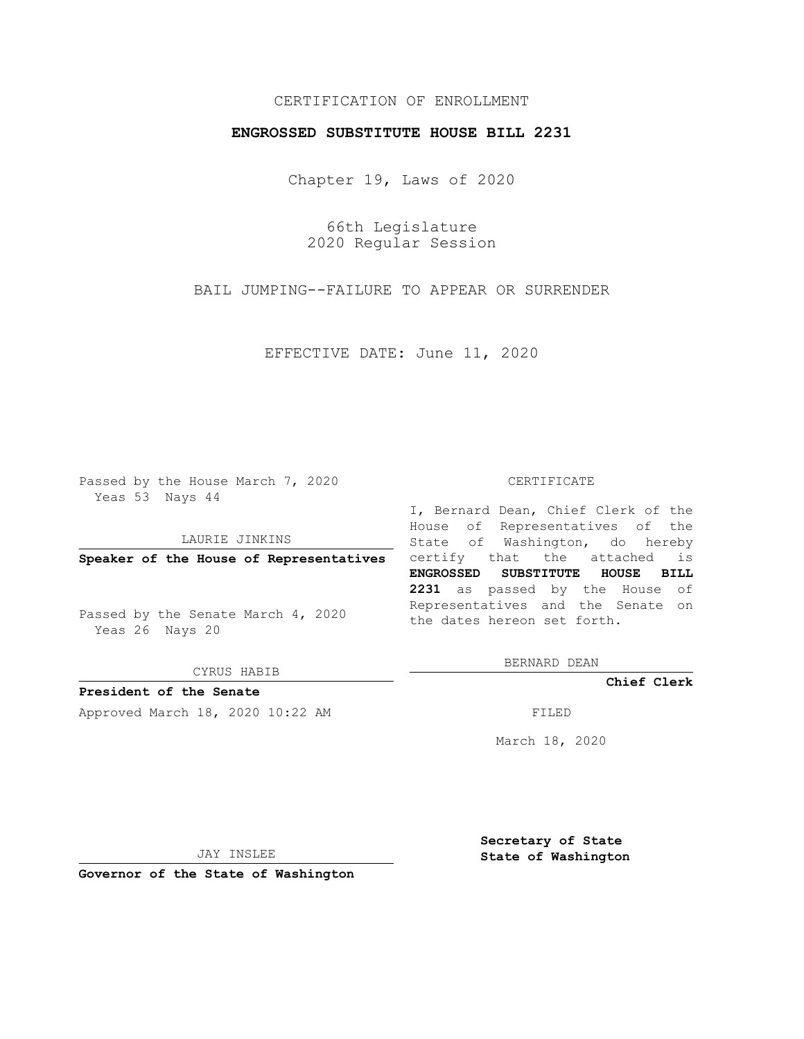CERTIFICATION OF ENROLLMENT

**ENGROSSED SUBSTITUTE HOUSE BILL 2231**

Chapter 19, Laws of 2020

66th Legislature
2020 Regular Session

BAIL JUMPING--FAILURE TO APPEAR OR SURRENDER

EFFECTIVE DATE: June 11, 2020

Passed by the House March 7, 2020
Yeas 53 Nays 44

LAURIE JINKINS

**Speaker of the House of Representatives**

Passed by the Senate March 4, 2020
Yeas 26 Nays 20

CYRUS HABIB

**President of the Senate**

Approved March 18, 2020 10:22 AM

JAY INSLEE

**Governor of the State of Washington**

CERTIFICATE

I, Bernard Dean, Chief Clerk of the House of Representatives of the State of Washington, do hereby certify that the attached is **ENGROSSED SUBSTITUTE HOUSE BILL 2231** as passed by the House of Representatives and the Senate on the dates hereon set forth.

BERNARD DEAN

**Chief Clerk**

FILED

March 18, 2020

**Secretary of State**
**State of Washington**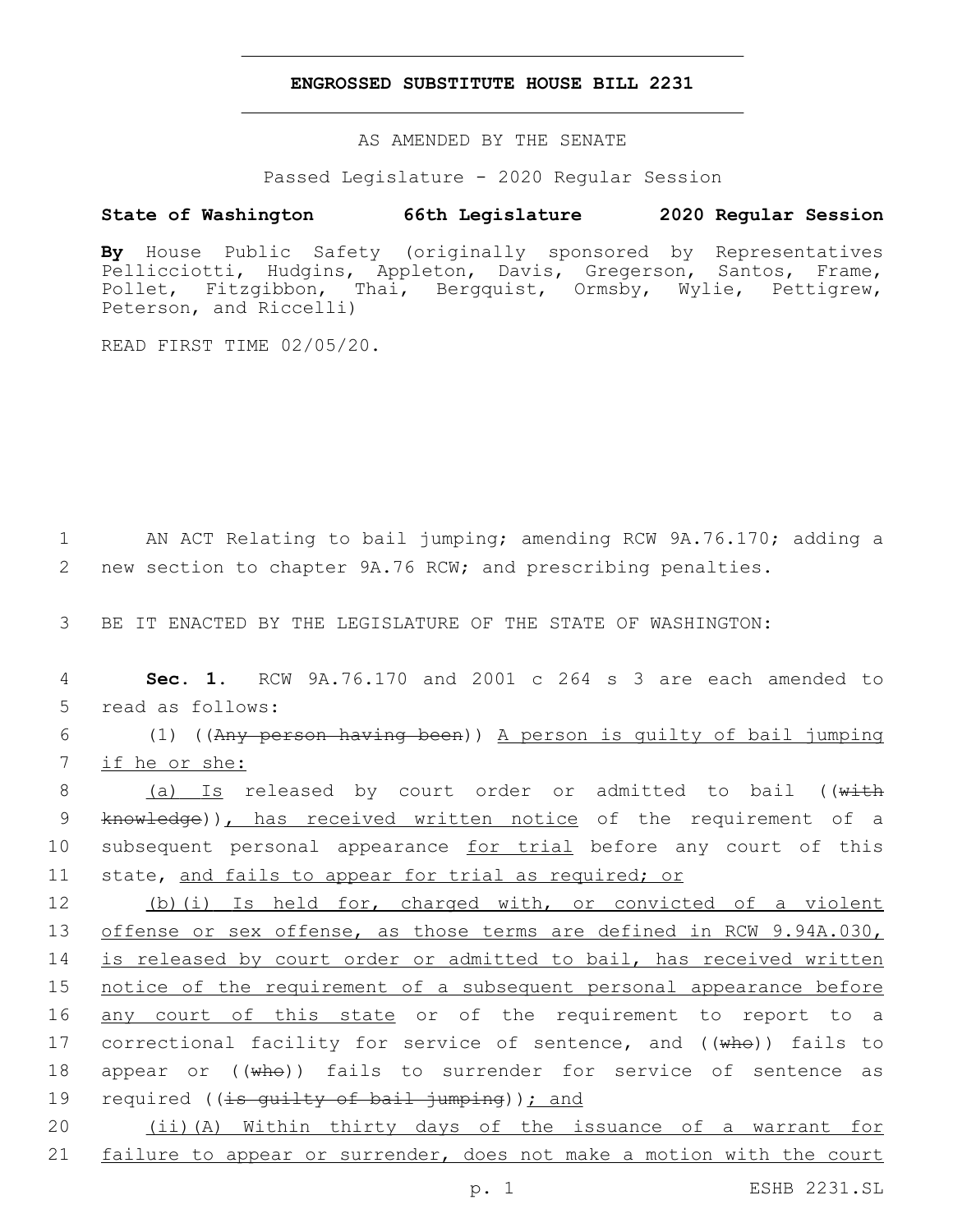# ENGROSSED SUBSTITUTE HOUSE BILL 2231

AS AMENDED BY THE SENATE

Passed Legislature - 2020 Regular Session

**State of Washington 66th Legislature 2020 Regular Session**

**By** House Public Safety (originally sponsored by Representatives Pellicciotti, Hudgins, Appleton, Davis, Gregerson, Santos, Frame, Pollet, Fitzgibbon, Thai, Bergquist, Ormsby, Wylie, Pettigrew, Peterson, and Riccelli)

READ FIRST TIME 02/05/20.

1 AN ACT Relating to bail jumping; amending RCW 9A.76.170; adding a
2 new section to chapter 9A.76 RCW; and prescribing penalties.

3 BE IT ENACTED BY THE LEGISLATURE OF THE STATE OF WASHINGTON:

4 **Sec. 1.** RCW 9A.76.170 and 2001 c 264 s 3 are each amended to
5 read as follows:

6 (1) ((~~Any person having been~~)) A person is guilty of bail jumping
7 if he or she:

8 (a) Is released by court order or admitted to bail ((~~with~~
9 ~~knowledge~~)), has received written notice of the requirement of a
10 subsequent personal appearance for trial before any court of this
11 state, and fails to appear for trial as required; or

12 (b)(i) Is held for, charged with, or convicted of a violent
13 offense or sex offense, as those terms are defined in RCW 9.94A.030,
14 is released by court order or admitted to bail, has received written
15 notice of the requirement of a subsequent personal appearance before
16 any court of this state or of the requirement to report to a
17 correctional facility for service of sentence, and ((~~who~~)) fails to
18 appear or ((~~who~~)) fails to surrender for service of sentence as
19 required ((~~is guilty of bail jumping~~)); and

20 (ii)(A) Within thirty days of the issuance of a warrant for
21 failure to appear or surrender, does not make a motion with the court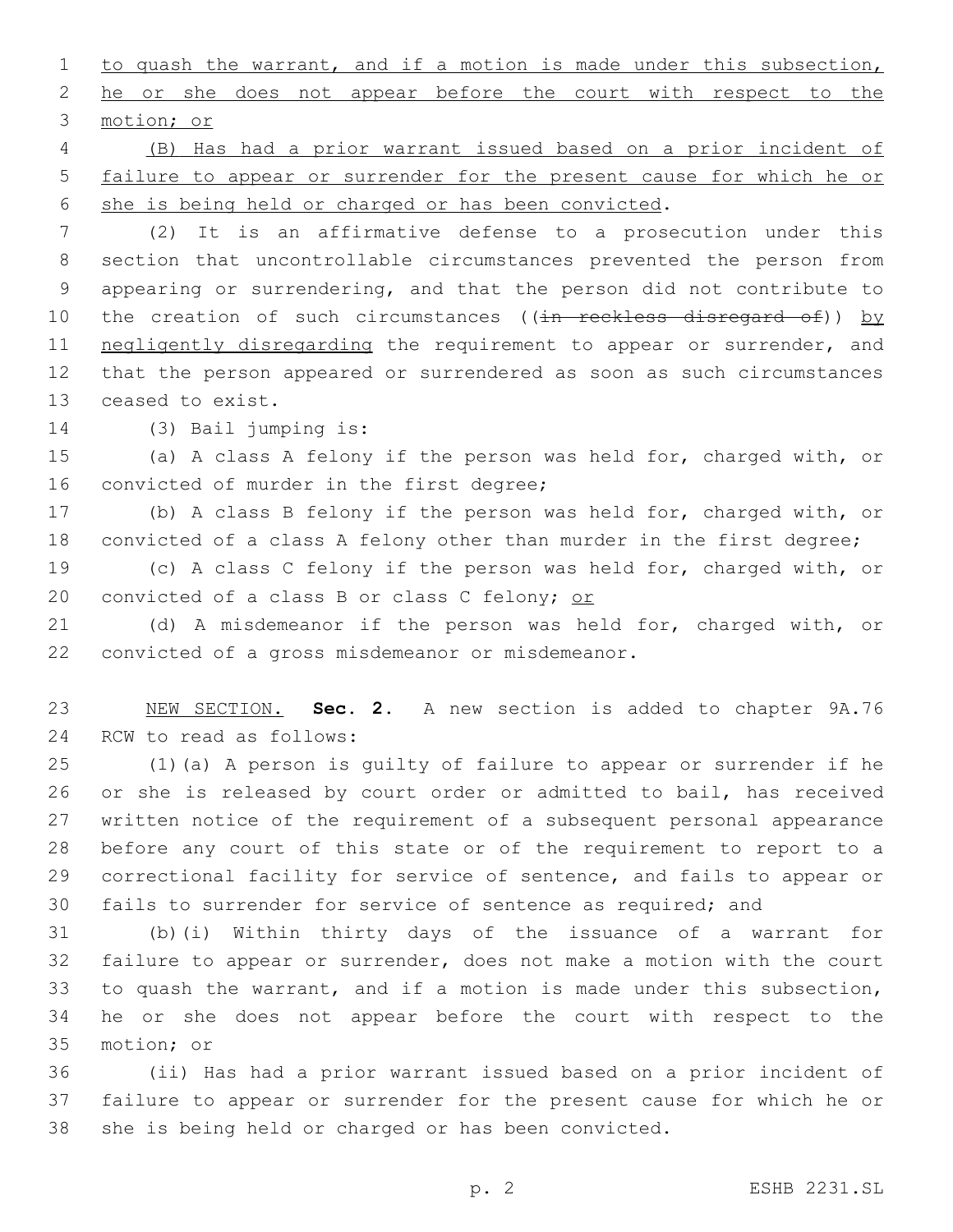to quash the warrant, and if a motion is made under this subsection, he or she does not appear before the court with respect to the motion; or

(B) Has had a prior warrant issued based on a prior incident of failure to appear or surrender for the present cause for which he or she is being held or charged or has been convicted.

(2) It is an affirmative defense to a prosecution under this section that uncontrollable circumstances prevented the person from appearing or surrendering, and that the person did not contribute to the creation of such circumstances ((~~in reckless disregard of~~)) by negligently disregarding the requirement to appear or surrender, and that the person appeared or surrendered as soon as such circumstances ceased to exist.

(3) Bail jumping is:

(a) A class A felony if the person was held for, charged with, or convicted of murder in the first degree;

(b) A class B felony if the person was held for, charged with, or convicted of a class A felony other than murder in the first degree;

(c) A class C felony if the person was held for, charged with, or convicted of a class B or class C felony; or

(d) A misdemeanor if the person was held for, charged with, or convicted of a gross misdemeanor or misdemeanor.

NEW SECTION. **Sec. 2.** A new section is added to chapter 9A.76 RCW to read as follows:

(1)(a) A person is guilty of failure to appear or surrender if he or she is released by court order or admitted to bail, has received written notice of the requirement of a subsequent personal appearance before any court of this state or of the requirement to report to a correctional facility for service of sentence, and fails to appear or fails to surrender for service of sentence as required; and

(b)(i) Within thirty days of the issuance of a warrant for failure to appear or surrender, does not make a motion with the court to quash the warrant, and if a motion is made under this subsection, he or she does not appear before the court with respect to the motion; or

(ii) Has had a prior warrant issued based on a prior incident of failure to appear or surrender for the present cause for which he or she is being held or charged or has been convicted.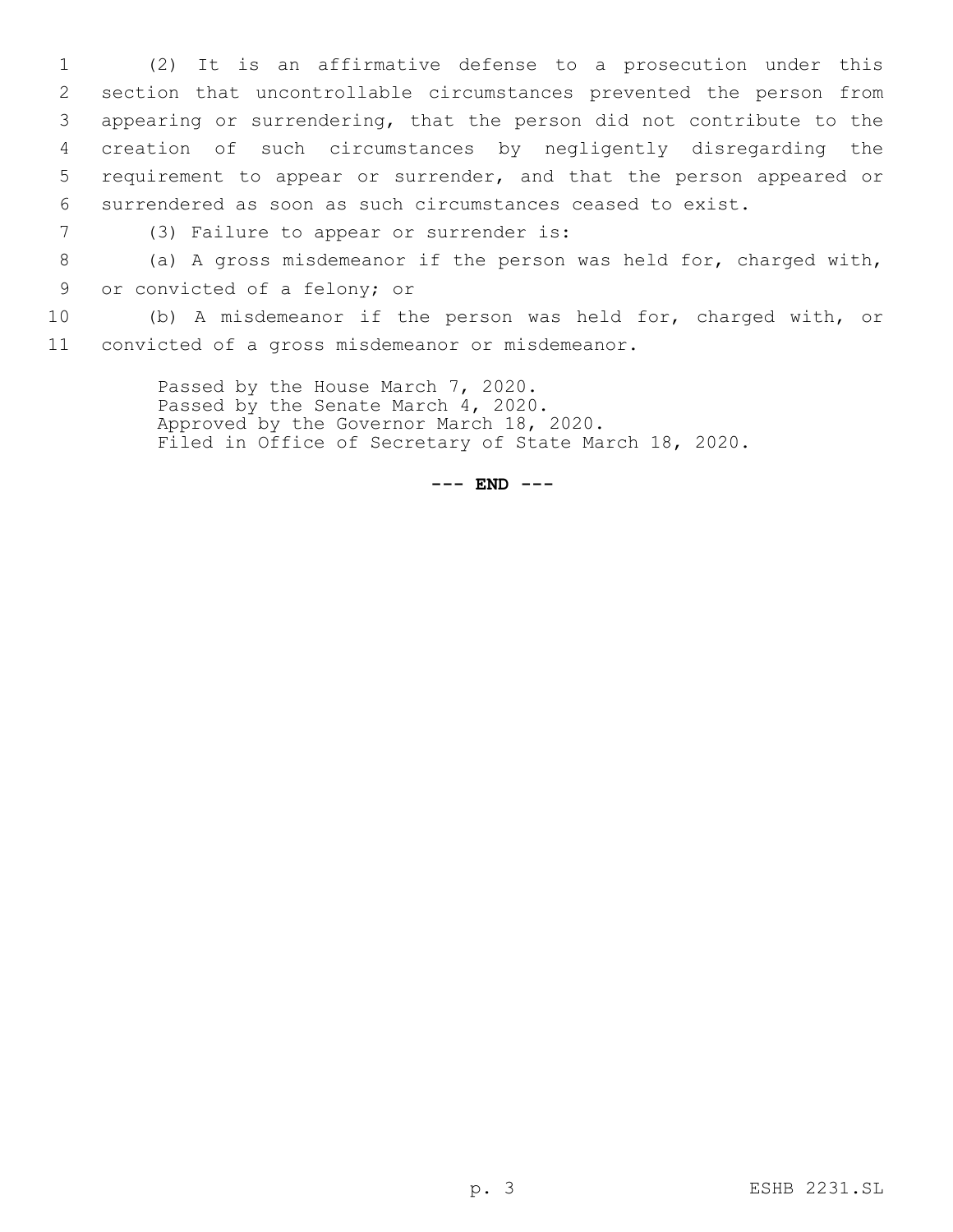(2) It is an affirmative defense to a prosecution under this section that uncontrollable circumstances prevented the person from appearing or surrendering, that the person did not contribute to the creation of such circumstances by negligently disregarding the requirement to appear or surrender, and that the person appeared or surrendered as soon as such circumstances ceased to exist.

(3) Failure to appear or surrender is:

(a) A gross misdemeanor if the person was held for, charged with, or convicted of a felony; or

(b) A misdemeanor if the person was held for, charged with, or convicted of a gross misdemeanor or misdemeanor.

Passed by the House March 7, 2020.
Passed by the Senate March 4, 2020.
Approved by the Governor March 18, 2020.
Filed in Office of Secretary of State March 18, 2020.

**--- END ---**